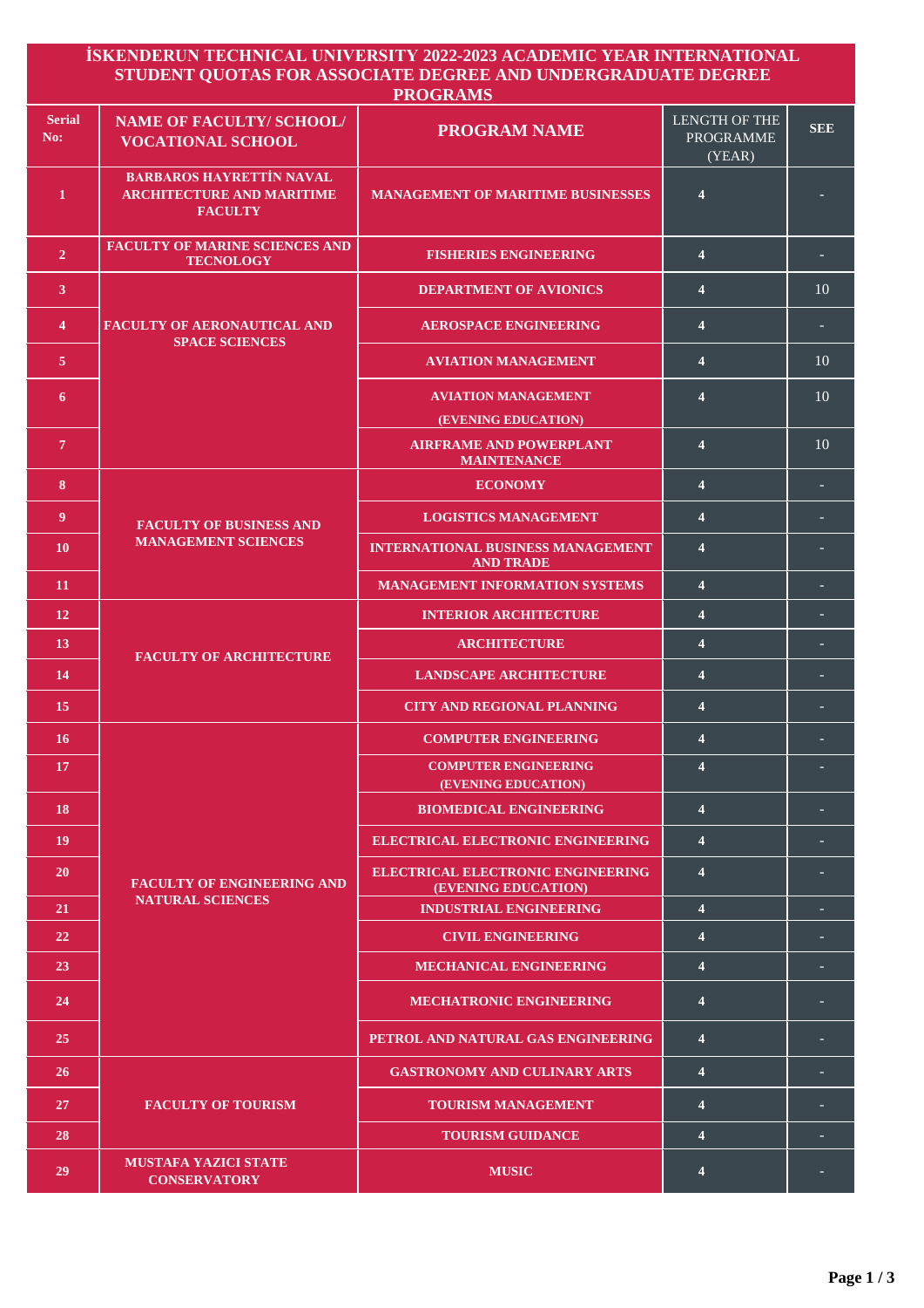# İSKENDERUN TECHNICAL UNIVERSITY 2022-2023 ACADEMIC YEAR INTERNATIONAL STUDENT QUOTAS FOR ASSOCIATE DEGREE AND UNDERGRADUATE DEGREE PROGRAMS

| Serial No: | NAME OF FACULTY/ SCHOOL/ VOCATIONAL SCHOOL | PROGRAM NAME | LENGTH OF THE PROGRAMME (YEAR) | SEE |
|---|---|---|---|---|
| 1 | BARBAROS HAYRETTİN NAVAL ARCHITECTURE AND MARITIME FACULTY | MANAGEMENT OF MARITIME BUSINESSES | 4 | - |
| 2 | FACULTY OF MARINE SCIENCES AND TECNOLOGY | FISHERIES ENGINEERING | 4 | - |
| 3 | FACULTY OF AERONAUTICAL AND SPACE SCIENCES | DEPARTMENT OF AVIONICS | 4 | 10 |
| 4 | | AEROSPACE ENGINEERING | 4 | - |
| 5 | | AVIATION MANAGEMENT | 4 | 10 |
| 6 | | AVIATION MANAGEMENT (EVENING EDUCATION) | 4 | 10 |
| 7 | | AIRFRAME AND POWERPLANT MAINTENANCE | 4 | 10 |
| 8 | FACULTY OF BUSINESS AND MANAGEMENT SCIENCES | ECONOMY | 4 | - |
| 9 | | LOGISTICS MANAGEMENT | 4 | - |
| 10 | | INTERNATIONAL BUSINESS MANAGEMENT AND TRADE | 4 | - |
| 11 | | MANAGEMENT INFORMATION SYSTEMS | 4 | - |
| 12 | FACULTY OF ARCHITECTURE | INTERIOR ARCHITECTURE | 4 | - |
| 13 | | ARCHITECTURE | 4 | - |
| 14 | | LANDSCAPE ARCHITECTURE | 4 | - |
| 15 | | CITY AND REGIONAL PLANNING | 4 | - |
| 16 | FACULTY OF ENGINEERING AND NATURAL SCIENCES | COMPUTER ENGINEERING | 4 | - |
| 17 | | COMPUTER ENGINEERING (EVENING EDUCATION) | 4 | - |
| 18 | | BIOMEDICAL ENGINEERING | 4 | - |
| 19 | | ELECTRICAL ELECTRONIC ENGINEERING | 4 | - |
| 20 | | ELECTRICAL ELECTRONIC ENGINEERING (EVENING EDUCATION) | 4 | - |
| 21 | | INDUSTRIAL ENGINEERING | 4 | - |
| 22 | | CIVIL ENGINEERING | 4 | - |
| 23 | | MECHANICAL ENGINEERING | 4 | - |
| 24 | | MECHATRONIC ENGINEERING | 4 | - |
| 25 | | PETROL AND NATURAL GAS ENGINEERING | 4 | - |
| 26 | FACULTY OF TOURISM | GASTRONOMY AND CULINARY ARTS | 4 | - |
| 27 | | TOURISM MANAGEMENT | 4 | - |
| 28 | | TOURISM GUIDANCE | 4 | - |
| 29 | MUSTAFA YAZICI STATE CONSERVATORY | MUSIC | 4 | - |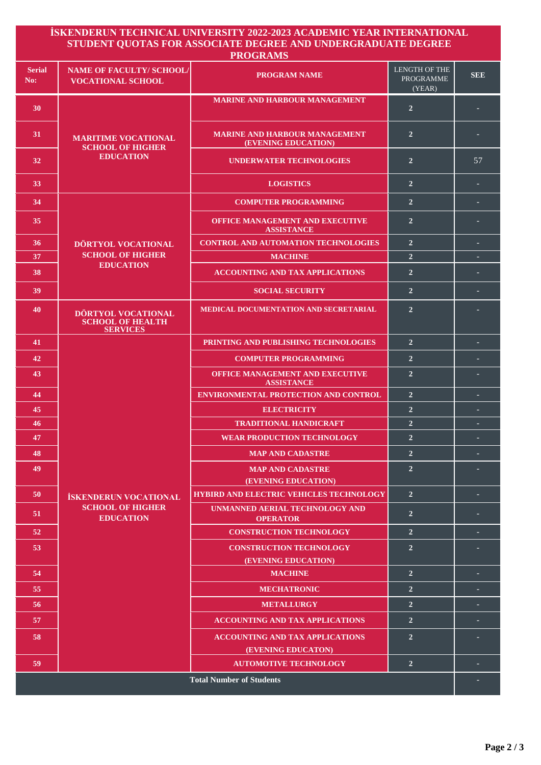# İSKENDERUN TECHNICAL UNIVERSITY 2022-2023 ACADEMIC YEAR INTERNATIONAL STUDENT QUOTAS FOR ASSOCIATE DEGREE AND UNDERGRADUATE DEGREE PROGRAMS

| Serial No: | NAME OF FACULTY/ SCHOOL/ VOCATIONAL SCHOOL | PROGRAM NAME | LENGTH OF THE PROGRAMME (YEAR) | SEE |
|---|---|---|---|---|
| 30 | MARITIME VOCATIONAL SCHOOL OF HIGHER EDUCATION | MARINE AND HARBOUR MANAGEMENT | 2 | - |
| 31 | | MARINE AND HARBOUR MANAGEMENT (EVENING EDUCATION) | 2 | - |
| 32 | | UNDERWATER TECHNOLOGIES | 2 | 57 |
| 33 | | LOGISTICS | 2 | - |
| 34 | DÖRTYOL VOCATIONAL SCHOOL OF HIGHER EDUCATION | COMPUTER PROGRAMMING | 2 | - |
| 35 | | OFFICE MANAGEMENT AND EXECUTIVE ASSISTANCE | 2 | - |
| 36 | | CONTROL AND AUTOMATION TECHNOLOGIES | 2 | - |
| 37 | | MACHINE | 2 | - |
| 38 | | ACCOUNTING AND TAX APPLICATIONS | 2 | - |
| 39 | | SOCIAL SECURITY | 2 | - |
| 40 | DÖRTYOL VOCATIONAL SCHOOL OF HEALTH SERVICES | MEDICAL DOCUMENTATION AND SECRETARIAL | 2 | - |
| 41 | İSKENDERUN VOCATIONAL SCHOOL OF HIGHER EDUCATION | PRINTING AND PUBLISHING TECHNOLOGIES | 2 | - |
| 42 | | COMPUTER PROGRAMMING | 2 | - |
| 43 | | OFFICE MANAGEMENT AND EXECUTIVE ASSISTANCE | 2 | - |
| 44 | | ENVIRONMENTAL PROTECTION AND CONTROL | 2 | - |
| 45 | | ELECTRICITY | 2 | - |
| 46 | | TRADITIONAL HANDICRAFT | 2 | - |
| 47 | | WEAR PRODUCTION TECHNOLOGY | 2 | - |
| 48 | | MAP AND CADASTRE | 2 | - |
| 49 | | MAP AND CADASTRE (EVENING EDUCATION) | 2 | - |
| 50 | | HYBIRD AND ELECTRIC VEHICLES TECHNOLOGY | 2 | - |
| 51 | | UNMANNED AERIAL TECHNOLOGY AND OPERATOR | 2 | - |
| 52 | | CONSTRUCTION TECHNOLOGY | 2 | - |
| 53 | | CONSTRUCTION TECHNOLOGY (EVENING EDUCATION) | 2 | - |
| 54 | | MACHINE | 2 | - |
| 55 | | MECHATRONIC | 2 | - |
| 56 | | METALLURGY | 2 | - |
| 57 | | ACCOUNTING AND TAX APPLICATIONS | 2 | - |
| 58 | | ACCOUNTING AND TAX APPLICATIONS (EVENING EDUCATON) | 2 | - |
| 59 | | AUTOMOTIVE TECHNOLOGY | 2 | - |
| **Total Number of Students** | | | | - |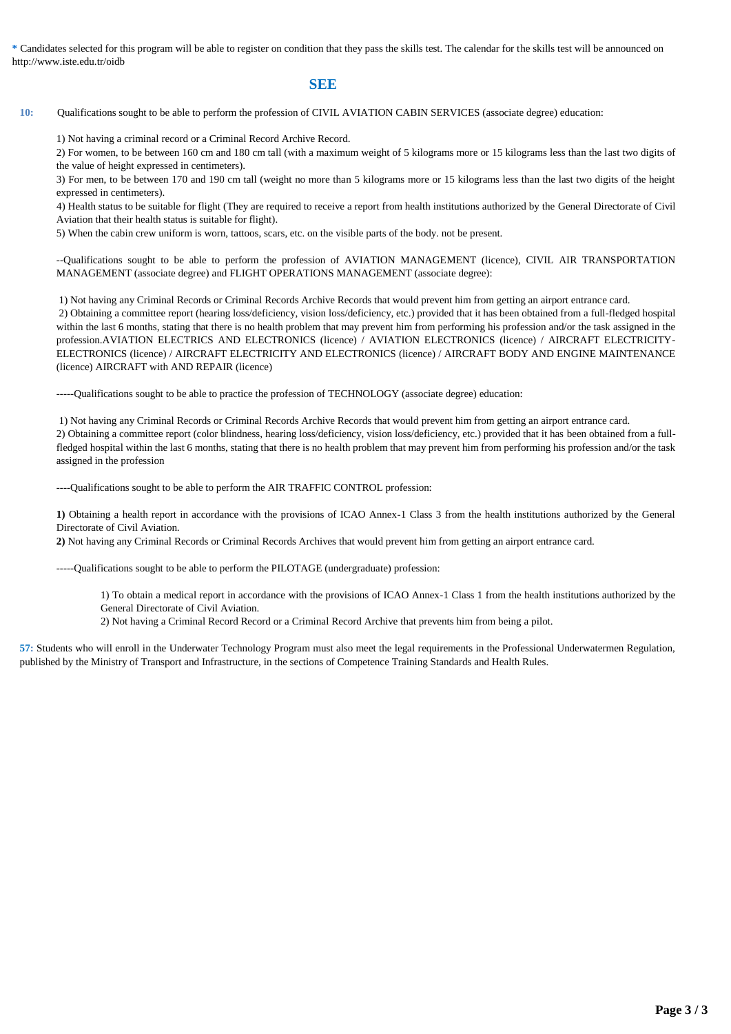* Candidates selected for this program will be able to register on condition that they pass the skills test. The calendar for the skills test will be announced on http://www.iste.edu.tr/oidb

## SEE

**10:** Qualifications sought to be able to perform the profession of CIVIL AVIATION CABIN SERVICES (associate degree) education:

1) Not having a criminal record or a Criminal Record Archive Record.
2) For women, to be between 160 cm and 180 cm tall (with a maximum weight of 5 kilograms more or 15 kilograms less than the last two digits of the value of height expressed in centimeters).
3) For men, to be between 170 and 190 cm tall (weight no more than 5 kilograms more or 15 kilograms less than the last two digits of the height expressed in centimeters).
4) Health status to be suitable for flight (They are required to receive a report from health institutions authorized by the General Directorate of Civil Aviation that their health status is suitable for flight).
5) When the cabin crew uniform is worn, tattoos, scars, etc. on the visible parts of the body. not be present.

--Qualifications sought to be able to perform the profession of AVIATION MANAGEMENT (licence), CIVIL AIR TRANSPORTATION MANAGEMENT (associate degree) and FLIGHT OPERATIONS MANAGEMENT (associate degree):

1) Not having any Criminal Records or Criminal Records Archive Records that would prevent him from getting an airport entrance card.
2) Obtaining a committee report (hearing loss/deficiency, vision loss/deficiency, etc.) provided that it has been obtained from a full-fledged hospital within the last 6 months, stating that there is no health problem that may prevent him from performing his profession and/or the task assigned in the profession.AVIATION ELECTRICS AND ELECTRONICS (licence) / AVIATION ELECTRONICS (licence) / AIRCRAFT ELECTRICITY-ELECTRONICS (licence) / AIRCRAFT ELECTRICITY AND ELECTRONICS (licence) / AIRCRAFT BODY AND ENGINE MAINTENANCE (licence) AIRCRAFT with AND REPAIR (licence)

-----Qualifications sought to be able to practice the profession of TECHNOLOGY (associate degree) education:

1) Not having any Criminal Records or Criminal Records Archive Records that would prevent him from getting an airport entrance card.
2) Obtaining a committee report (color blindness, hearing loss/deficiency, vision loss/deficiency, etc.) provided that it has been obtained from a full-fledged hospital within the last 6 months, stating that there is no health problem that may prevent him from performing his profession and/or the task assigned in the profession

----Qualifications sought to be able to perform the AIR TRAFFIC CONTROL profession:

**1)** Obtaining a health report in accordance with the provisions of ICAO Annex-1 Class 3 from the health institutions authorized by the General Directorate of Civil Aviation.
**2)** Not having any Criminal Records or Criminal Records Archives that would prevent him from getting an airport entrance card.

-----Qualifications sought to be able to perform the PILOTAGE (undergraduate) profession:

1) To obtain a medical report in accordance with the provisions of ICAO Annex-1 Class 1 from the health institutions authorized by the General Directorate of Civil Aviation.
2) Not having a Criminal Record Record or a Criminal Record Archive that prevents him from being a pilot.

**57:** Students who will enroll in the Underwater Technology Program must also meet the legal requirements in the Professional Underwatermen Regulation, published by the Ministry of Transport and Infrastructure, in the sections of Competence Training Standards and Health Rules.